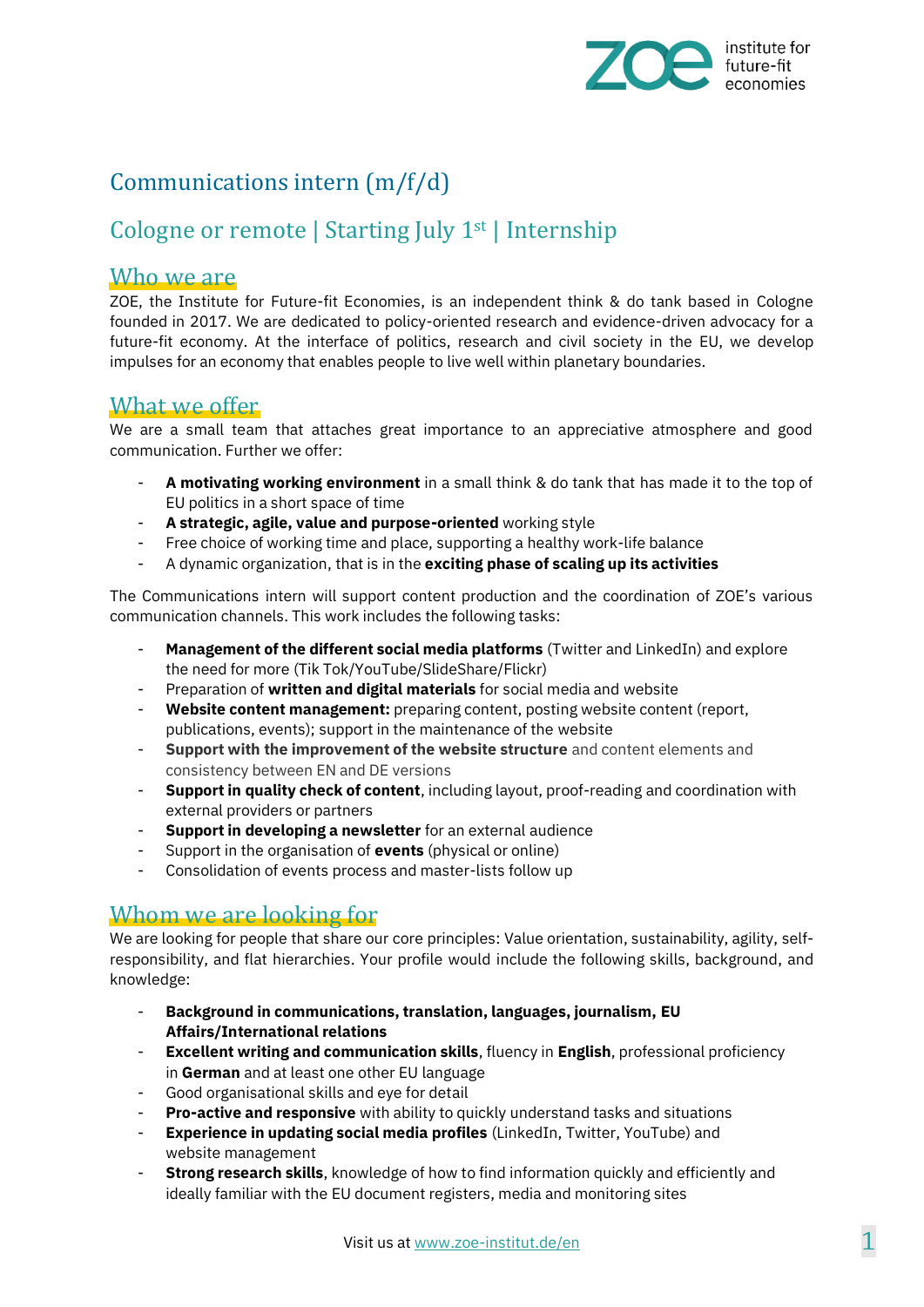# Communications intern (m/f/d)

## Cologne or remote | Starting July 1st | Internship

### Who we are

ZOE, the Institute for Future-fit Economies, is an independent think & do tank based in Cologne founded in 2017. We are dedicated to policy-oriented research and evidence-driven advocacy for a future-fit economy. At the interface of politics, research and civil society in the EU, we develop impulses for an economy that enables people to live well within planetary boundaries.

### What we offer

We are a small team that attaches great importance to an appreciative atmosphere and good communication. Further we offer:

- **A motivating working environment** in a small think & do tank that has made it to the top of EU politics in a short space of time
- **A strategic, agile, value and purpose-oriented** working style
- Free choice of working time and place, supporting a healthy work-life balance
- A dynamic organization, that is in the **exciting phase of scaling up its activities**

The Communications intern will support content production and the coordination of ZOE's various communication channels. This work includes the following tasks:

- **Management of the different social media platforms** (Twitter and LinkedIn) and explore the need for more (Tik Tok/YouTube/SlideShare/Flickr)
- Preparation of **written and digital materials** for social media and website
- **Website content management:** preparing content, posting website content (report, publications, events); support in the maintenance of the website
- **Support with the improvement of the website structure** and content elements and consistency between EN and DE versions
- **Support in quality check of content**, including layout, proof-reading and coordination with external providers or partners
- **Support in developing a newsletter** for an external audience
- Support in the organisation of **events** (physical or online)
- Consolidation of events process and master-lists follow up

### Whom we are looking for

We are looking for people that share our core principles: Value orientation, sustainability, agility, self-responsibility, and flat hierarchies. Your profile would include the following skills, background, and knowledge:

- **Background in communications, translation, languages, journalism, EU Affairs/International relations**
- **Excellent writing and communication skills**, fluency in **English**, professional proficiency in **German** and at least one other EU language
- Good organisational skills and eye for detail
- **Pro-active and responsive** with ability to quickly understand tasks and situations
- **Experience in updating social media profiles** (LinkedIn, Twitter, YouTube) and website management
- **Strong research skills**, knowledge of how to find information quickly and efficiently and ideally familiar with the EU document registers, media and monitoring sites

Visit us at www.zoe-institut.de/en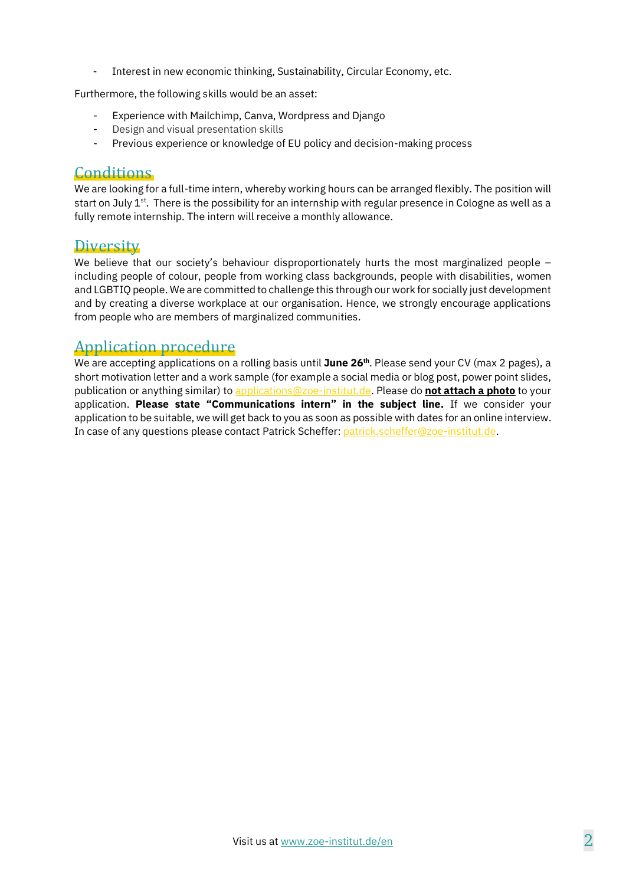- Interest in new economic thinking, Sustainability, Circular Economy, etc.

Furthermore, the following skills would be an asset:

- Experience with Mailchimp, Canva, Wordpress and Django
- Design and visual presentation skills
- Previous experience or knowledge of EU policy and decision-making process

## Conditions

We are looking for a full-time intern, whereby working hours can be arranged flexibly. The position will start on July 1st. There is the possibility for an internship with regular presence in Cologne as well as a fully remote internship. The intern will receive a monthly allowance.

## Diversity

We believe that our society's behaviour disproportionately hurts the most marginalized people – including people of colour, people from working class backgrounds, people with disabilities, women and LGBTIQ people. We are committed to challenge this through our work for socially just development and by creating a diverse workplace at our organisation. Hence, we strongly encourage applications from people who are members of marginalized communities.

## Application procedure

We are accepting applications on a rolling basis until **June 26th**. Please send your CV (max 2 pages), a short motivation letter and a work sample (for example a social media or blog post, power point slides, publication or anything similar) to applications@zoe-institut.de. Please do **not attach a photo** to your application. **Please state "Communications intern" in the subject line.** If we consider your application to be suitable, we will get back to you as soon as possible with dates for an online interview. In case of any questions please contact Patrick Scheffer: patrick.scheffer@zoe-institut.de.

Visit us at www.zoe-institut.de/en